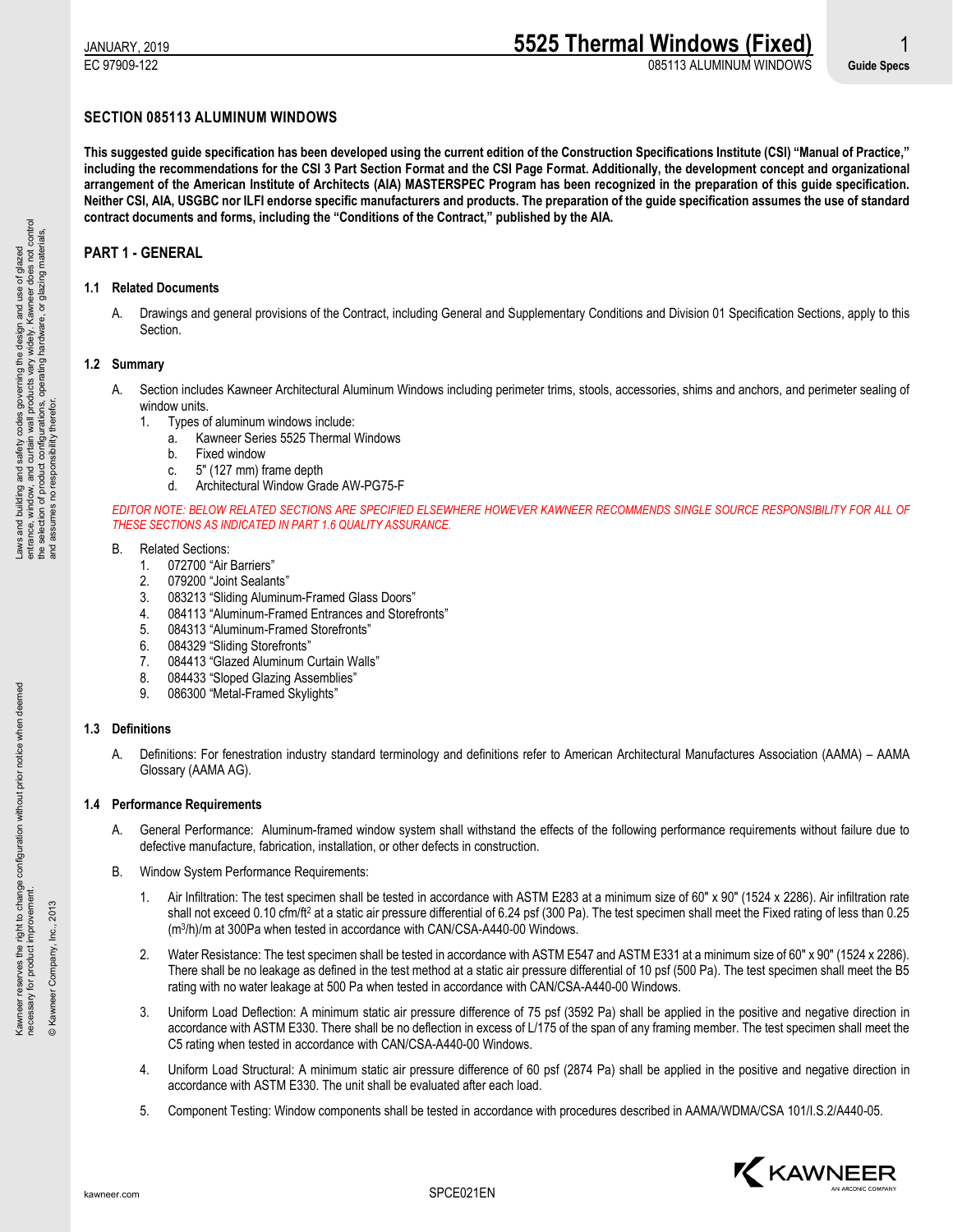## SECTION 085113 ALUMINUM WINDOWS

**This suggested guide specification has been developed using the current edition of the Construction Specifications Institute (CSI) "Manual of Practice," including the recommendations for the CSI 3 Part Section Format and the CSI Page Format. Additionally, the development concept and organizational arrangement of the American Institute of Architects (AIA) MASTERSPEC Program has been recognized in the preparation of this guide specification. Neither CSI, AIA, USGBC nor ILFI endorse specific manufacturers and products. The preparation of the guide specification assumes the use of standard contract documents and forms, including the "Conditions of the Contract," published by the AIA.**

## PART 1 - GENERAL

### 1.1 Related Documents

A. Drawings and general provisions of the Contract, including General and Supplementary Conditions and Division 01 Specification Sections, apply to this Section.

### 1.2 Summary

A. Section includes Kawneer Architectural Aluminum Windows including perimeter trims, stools, accessories, shims and anchors, and perimeter sealing of window units.

1. Types of aluminum windows include:
   a. Kawneer Series 5525 Thermal Windows
   b. Fixed window
   c. 5" (127 mm) frame depth
   d. Architectural Window Grade AW-PG75-F

*EDITOR NOTE: BELOW RELATED SECTIONS ARE SPECIFIED ELSEWHERE HOWEVER KAWNEER RECOMMENDS SINGLE SOURCE RESPONSIBILITY FOR ALL OF THESE SECTIONS AS INDICATED IN PART 1.6 QUALITY ASSURANCE.*

B. Related Sections:

1. 072700 "Air Barriers"
2. 079200 "Joint Sealants"
3. 083213 "Sliding Aluminum-Framed Glass Doors"
4. 084113 "Aluminum-Framed Entrances and Storefronts"
5. 084313 "Aluminum-Framed Storefronts"
6. 084329 "Sliding Storefronts"
7. 084413 "Glazed Aluminum Curtain Walls"
8. 084433 "Sloped Glazing Assemblies"
9. 086300 "Metal-Framed Skylights"

### 1.3 Definitions

A. Definitions: For fenestration industry standard terminology and definitions refer to American Architectural Manufactures Association (AAMA) – AAMA Glossary (AAMA AG).

### 1.4 Performance Requirements

A. General Performance: Aluminum-framed window system shall withstand the effects of the following performance requirements without failure due to defective manufacture, fabrication, installation, or other defects in construction.

B. Window System Performance Requirements:

1. Air Infiltration: The test specimen shall be tested in accordance with ASTM E283 at a minimum size of 60" x 90" (1524 x 2286). Air infiltration rate shall not exceed 0.10 cfm/ft$^2$ at a static air pressure differential of 6.24 psf (300 Pa). The test specimen shall meet the Fixed rating of less than 0.25 (m$^3$/h)/m at 300Pa when tested in accordance with CAN/CSA-A440-00 Windows.

2. Water Resistance: The test specimen shall be tested in accordance with ASTM E547 and ASTM E331 at a minimum size of 60" x 90" (1524 x 2286). There shall be no leakage as defined in the test method at a static air pressure differential of 10 psf (500 Pa). The test specimen shall meet the B5 rating with no water leakage at 500 Pa when tested in accordance with CAN/CSA-A440-00 Windows.

3. Uniform Load Deflection: A minimum static air pressure difference of 75 psf (3592 Pa) shall be applied in the positive and negative direction in accordance with ASTM E330. There shall be no deflection in excess of L/175 of the span of any framing member. The test specimen shall meet the C5 rating when tested in accordance with CAN/CSA-A440-00 Windows.

4. Uniform Load Structural: A minimum static air pressure difference of 60 psf (2874 Pa) shall be applied in the positive and negative direction in accordance with ASTM E330. The unit shall be evaluated after each load.

5. Component Testing: Window components shall be tested in accordance with procedures described in AAMA/WDMA/CSA 101/I.S.2/A440-05.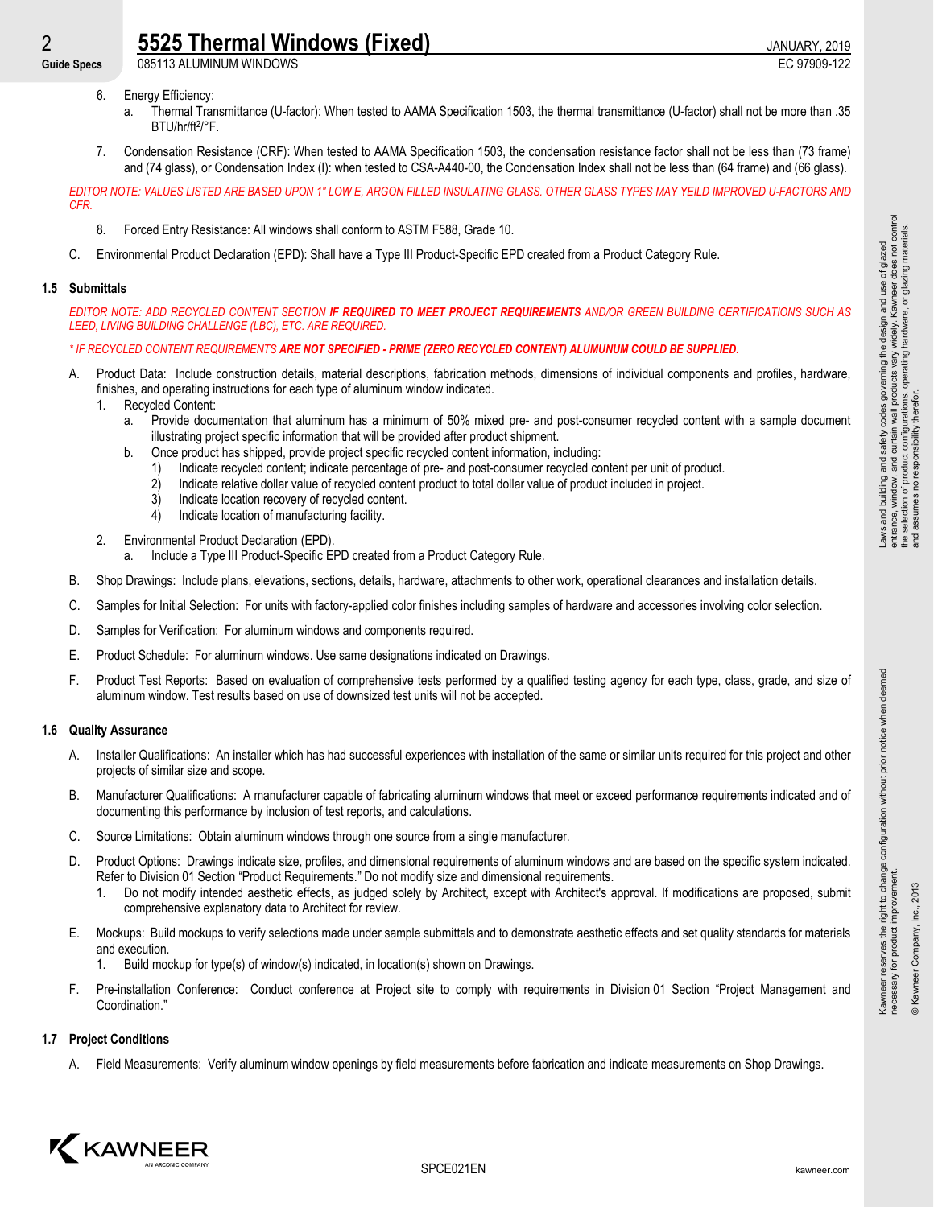6. Energy Efficiency:
    a. Thermal Transmittance (U-factor): When tested to AAMA Specification 1503, the thermal transmittance (U-factor) shall not be more than .35 BTU/hr/ft$^2$/°F.

7. Condensation Resistance (CRF): When tested to AAMA Specification 1503, the condensation resistance factor shall not be less than (73 frame) and (74 glass), or Condensation Index (I): when tested to CSA-A440-00, the Condensation Index shall not be less than (64 frame) and (66 glass).

*EDITOR NOTE: VALUES LISTED ARE BASED UPON 1" LOW E, ARGON FILLED INSULATING GLASS. OTHER GLASS TYPES MAY YEILD IMPROVED U-FACTORS AND CFR.*

8. Forced Entry Resistance: All windows shall conform to ASTM F588, Grade 10.

C. Environmental Product Declaration (EPD): Shall have a Type III Product-Specific EPD created from a Product Category Rule.

## 1.5 Submittals

*EDITOR NOTE: ADD RECYCLED CONTENT SECTION **IF REQUIRED TO MEET PROJECT REQUIREMENTS** AND/OR GREEN BUILDING CERTIFICATIONS SUCH AS LEED, LIVING BUILDING CHALLENGE (LBC), ETC. ARE REQUIRED.*

*\* IF RECYCLED CONTENT REQUIREMENTS **ARE NOT SPECIFIED - PRIME (ZERO RECYCLED CONTENT) ALUMUNUM COULD BE SUPPLIED.***

A. Product Data: Include construction details, material descriptions, fabrication methods, dimensions of individual components and profiles, hardware, finishes, and operating instructions for each type of aluminum window indicated.
    1. Recycled Content:
        a. Provide documentation that aluminum has a minimum of 50% mixed pre- and post-consumer recycled content with a sample document illustrating project specific information that will be provided after product shipment.
        b. Once product has shipped, provide project specific recycled content information, including:
            1) Indicate recycled content; indicate percentage of pre- and post-consumer recycled content per unit of product.
            2) Indicate relative dollar value of recycled content product to total dollar value of product included in project.
            3) Indicate location recovery of recycled content.
            4) Indicate location of manufacturing facility.
    2. Environmental Product Declaration (EPD).
        a. Include a Type III Product-Specific EPD created from a Product Category Rule.

B. Shop Drawings: Include plans, elevations, sections, details, hardware, attachments to other work, operational clearances and installation details.

C. Samples for Initial Selection: For units with factory-applied color finishes including samples of hardware and accessories involving color selection.

D. Samples for Verification: For aluminum windows and components required.

E. Product Schedule: For aluminum windows. Use same designations indicated on Drawings.

F. Product Test Reports: Based on evaluation of comprehensive tests performed by a qualified testing agency for each type, class, grade, and size of aluminum window. Test results based on use of downsized test units will not be accepted.

## 1.6 Quality Assurance

A. Installer Qualifications: An installer which has had successful experiences with installation of the same or similar units required for this project and other projects of similar size and scope.

B. Manufacturer Qualifications: A manufacturer capable of fabricating aluminum windows that meet or exceed performance requirements indicated and of documenting this performance by inclusion of test reports, and calculations.

C. Source Limitations: Obtain aluminum windows through one source from a single manufacturer.

D. Product Options: Drawings indicate size, profiles, and dimensional requirements of aluminum windows and are based on the specific system indicated. Refer to Division 01 Section "Product Requirements." Do not modify size and dimensional requirements.
    1. Do not modify intended aesthetic effects, as judged solely by Architect, except with Architect's approval. If modifications are proposed, submit comprehensive explanatory data to Architect for review.

E. Mockups: Build mockups to verify selections made under sample submittals and to demonstrate aesthetic effects and set quality standards for materials and execution.
    1. Build mockup for type(s) of window(s) indicated, in location(s) shown on Drawings.

F. Pre-installation Conference: Conduct conference at Project site to comply with requirements in Division 01 Section "Project Management and Coordination."

## 1.7 Project Conditions

A. Field Measurements: Verify aluminum window openings by field measurements before fabrication and indicate measurements on Shop Drawings.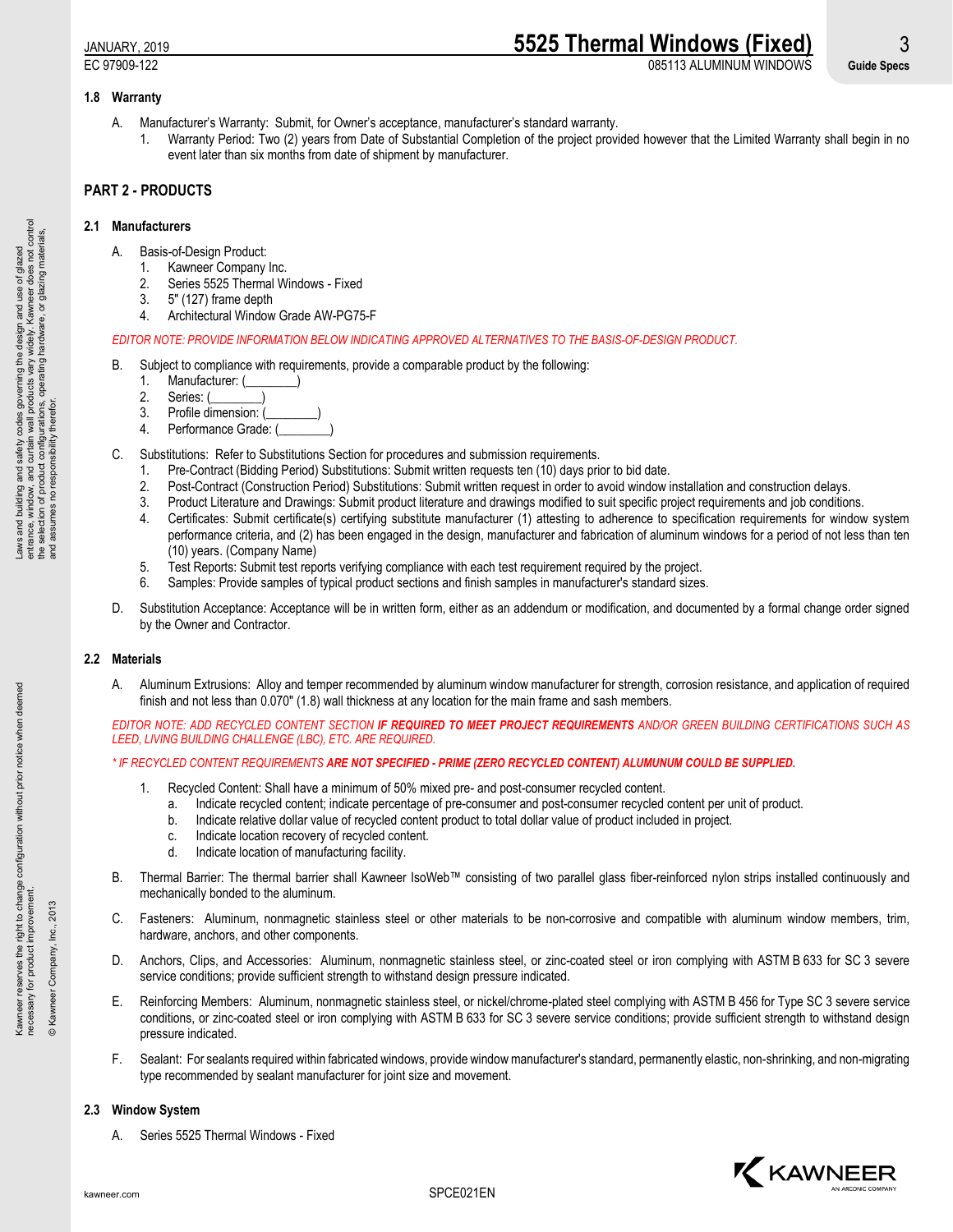### 1.8 Warranty

A. Manufacturer's Warranty: Submit, for Owner's acceptance, manufacturer's standard warranty.
   1. Warranty Period: Two (2) years from Date of Substantial Completion of the project provided however that the Limited Warranty shall begin in no event later than six months from date of shipment by manufacturer.

## PART 2 - PRODUCTS

### 2.1 Manufacturers

A. Basis-of-Design Product:
   1. Kawneer Company Inc.
   2. Series 5525 Thermal Windows - Fixed
   3. 5" (127) frame depth
   4. Architectural Window Grade AW-PG75-F

*EDITOR NOTE: PROVIDE INFORMATION BELOW INDICATING APPROVED ALTERNATIVES TO THE BASIS-OF-DESIGN PRODUCT.*

B. Subject to compliance with requirements, provide a comparable product by the following:
   1. Manufacturer: (________)
   2. Series: (________)
   3. Profile dimension: (________)
   4. Performance Grade: (________)

C. Substitutions: Refer to Substitutions Section for procedures and submission requirements.
   1. Pre-Contract (Bidding Period) Substitutions: Submit written requests ten (10) days prior to bid date.
   2. Post-Contract (Construction Period) Substitutions: Submit written request in order to avoid window installation and construction delays.
   3. Product Literature and Drawings: Submit product literature and drawings modified to suit specific project requirements and job conditions.
   4. Certificates: Submit certificate(s) certifying substitute manufacturer (1) attesting to adherence to specification requirements for window system performance criteria, and (2) has been engaged in the design, manufacturer and fabrication of aluminum windows for a period of not less than ten (10) years. (Company Name)
   5. Test Reports: Submit test reports verifying compliance with each test requirement required by the project.
   6. Samples: Provide samples of typical product sections and finish samples in manufacturer's standard sizes.

D. Substitution Acceptance: Acceptance will be in written form, either as an addendum or modification, and documented by a formal change order signed by the Owner and Contractor.

### 2.2 Materials

A. Aluminum Extrusions: Alloy and temper recommended by aluminum window manufacturer for strength, corrosion resistance, and application of required finish and not less than 0.070" (1.8) wall thickness at any location for the main frame and sash members.

*EDITOR NOTE: ADD RECYCLED CONTENT SECTION **IF REQUIRED TO MEET PROJECT REQUIREMENTS** AND/OR GREEN BUILDING CERTIFICATIONS SUCH AS LEED, LIVING BUILDING CHALLENGE (LBC), ETC. ARE REQUIRED.*

*\* IF RECYCLED CONTENT REQUIREMENTS **ARE NOT SPECIFIED - PRIME (ZERO RECYCLED CONTENT) ALUMUNUM COULD BE SUPPLIED.***

   1. Recycled Content: Shall have a minimum of 50% mixed pre- and post-consumer recycled content.
      a. Indicate recycled content; indicate percentage of pre-consumer and post-consumer recycled content per unit of product.
      b. Indicate relative dollar value of recycled content product to total dollar value of product included in project.
      c. Indicate location recovery of recycled content.
      d. Indicate location of manufacturing facility.

B. Thermal Barrier: The thermal barrier shall Kawneer IsoWeb™ consisting of two parallel glass fiber-reinforced nylon strips installed continuously and mechanically bonded to the aluminum.

C. Fasteners: Aluminum, nonmagnetic stainless steel or other materials to be non-corrosive and compatible with aluminum window members, trim, hardware, anchors, and other components.

D. Anchors, Clips, and Accessories: Aluminum, nonmagnetic stainless steel, or zinc-coated steel or iron complying with ASTM B 633 for SC 3 severe service conditions; provide sufficient strength to withstand design pressure indicated.

E. Reinforcing Members: Aluminum, nonmagnetic stainless steel, or nickel/chrome-plated steel complying with ASTM B 456 for Type SC 3 severe service conditions, or zinc-coated steel or iron complying with ASTM B 633 for SC 3 severe service conditions; provide sufficient strength to withstand design pressure indicated.

F. Sealant: For sealants required within fabricated windows, provide window manufacturer's standard, permanently elastic, non-shrinking, and non-migrating type recommended by sealant manufacturer for joint size and movement.

### 2.3 Window System

A. Series 5525 Thermal Windows - Fixed

Laws and building and safety codes governing the design and use of glazed entrance, window, and curtain wall products vary widely. Kawneer does not control the selection of product configurations, operating hardware, or glazing materials, and assumes no responsibility therefor.

Kawneer reserves the right to change configuration without prior notice when deemed necessary for product improvement.

© Kawneer Company, Inc., 2013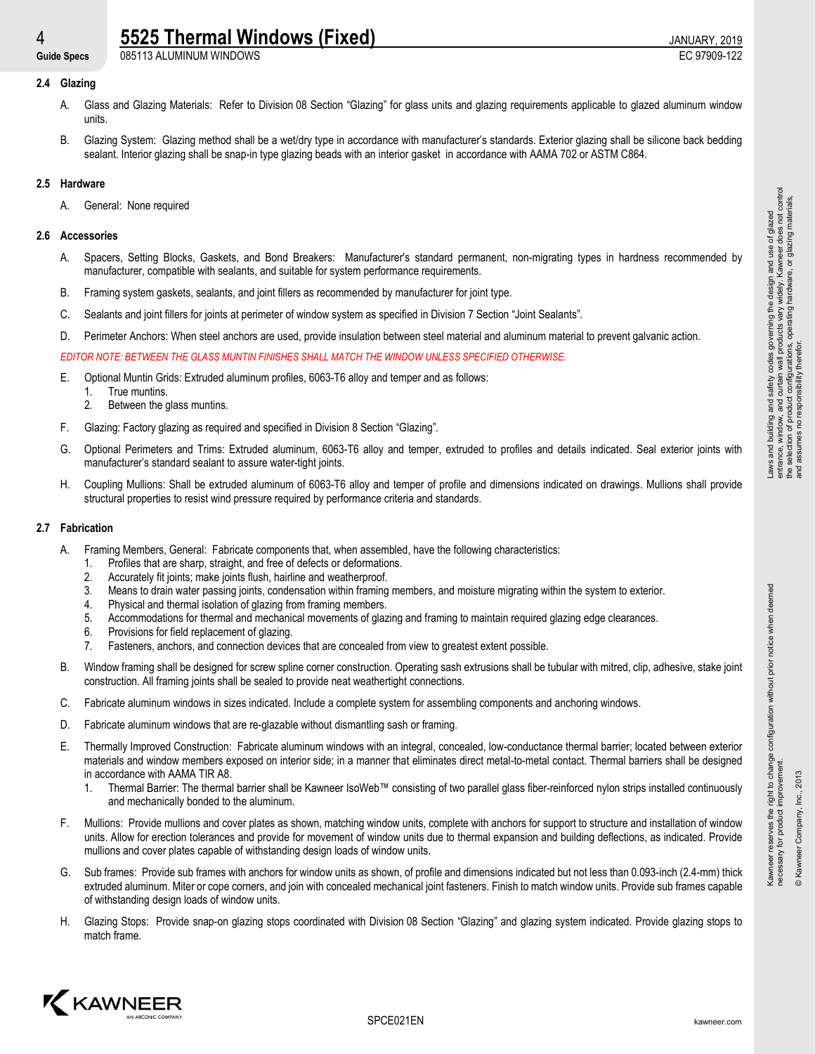## 2.4 Glazing

A. Glass and Glazing Materials: Refer to Division 08 Section “Glazing” for glass units and glazing requirements applicable to glazed aluminum window units.

B. Glazing System: Glazing method shall be a wet/dry type in accordance with manufacturer’s standards. Exterior glazing shall be silicone back bedding sealant. Interior glazing shall be snap-in type glazing beads with an interior gasket in accordance with AAMA 702 or ASTM C864.

## 2.5 Hardware

A. General: None required

## 2.6 Accessories

A. Spacers, Setting Blocks, Gaskets, and Bond Breakers: Manufacturer's standard permanent, non-migrating types in hardness recommended by manufacturer, compatible with sealants, and suitable for system performance requirements.

B. Framing system gaskets, sealants, and joint fillers as recommended by manufacturer for joint type.

C. Sealants and joint fillers for joints at perimeter of window system as specified in Division 7 Section “Joint Sealants”.

D. Perimeter Anchors: When steel anchors are used, provide insulation between steel material and aluminum material to prevent galvanic action.

*EDITOR NOTE: BETWEEN THE GLASS MUNTIN FINISHES SHALL MATCH THE WINDOW UNLESS SPECIFIED OTHERWISE.*

E. Optional Muntin Grids: Extruded aluminum profiles, 6063-T6 alloy and temper and as follows:
   1. True muntins.
   2. Between the glass muntins.

F. Glazing: Factory glazing as required and specified in Division 8 Section “Glazing”.

G. Optional Perimeters and Trims: Extruded aluminum, 6063-T6 alloy and temper, extruded to profiles and details indicated. Seal exterior joints with manufacturer’s standard sealant to assure water-tight joints.

H. Coupling Mullions: Shall be extruded aluminum of 6063-T6 alloy and temper of profile and dimensions indicated on drawings. Mullions shall provide structural properties to resist wind pressure required by performance criteria and standards.

## 2.7 Fabrication

A. Framing Members, General: Fabricate components that, when assembled, have the following characteristics:
   1. Profiles that are sharp, straight, and free of defects or deformations.
   2. Accurately fit joints; make joints flush, hairline and weatherproof.
   3. Means to drain water passing joints, condensation within framing members, and moisture migrating within the system to exterior.
   4. Physical and thermal isolation of glazing from framing members.
   5. Accommodations for thermal and mechanical movements of glazing and framing to maintain required glazing edge clearances.
   6. Provisions for field replacement of glazing.
   7. Fasteners, anchors, and connection devices that are concealed from view to greatest extent possible.

B. Window framing shall be designed for screw spline corner construction. Operating sash extrusions shall be tubular with mitred, clip, adhesive, stake joint construction. All framing joints shall be sealed to provide neat weathertight connections.

C. Fabricate aluminum windows in sizes indicated. Include a complete system for assembling components and anchoring windows.

D. Fabricate aluminum windows that are re-glazable without dismantling sash or framing.

E. Thermally Improved Construction: Fabricate aluminum windows with an integral, concealed, low-conductance thermal barrier; located between exterior materials and window members exposed on interior side; in a manner that eliminates direct metal-to-metal contact. Thermal barriers shall be designed in accordance with AAMA TIR A8.
   1. Thermal Barrier: The thermal barrier shall be Kawneer IsoWeb™ consisting of two parallel glass fiber-reinforced nylon strips installed continuously and mechanically bonded to the aluminum.

F. Mullions: Provide mullions and cover plates as shown, matching window units, complete with anchors for support to structure and installation of window units. Allow for erection tolerances and provide for movement of window units due to thermal expansion and building deflections, as indicated. Provide mullions and cover plates capable of withstanding design loads of window units.

G. Sub frames: Provide sub frames with anchors for window units as shown, of profile and dimensions indicated but not less than 0.093-inch (2.4-mm) thick extruded aluminum. Miter or cope corners, and join with concealed mechanical joint fasteners. Finish to match window units. Provide sub frames capable of withstanding design loads of window units.

H. Glazing Stops: Provide snap-on glazing stops coordinated with Division 08 Section “Glazing” and glazing system indicated. Provide glazing stops to match frame.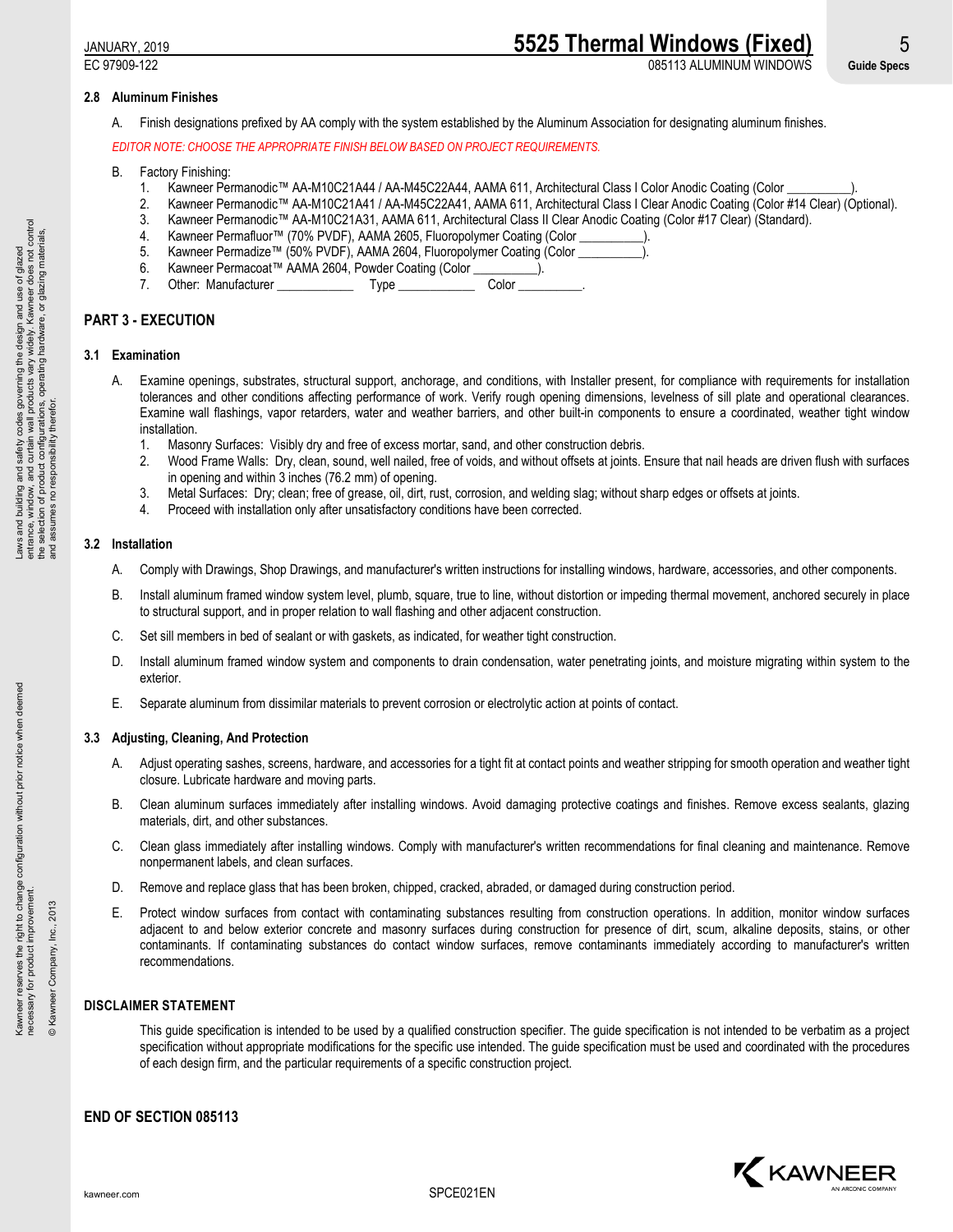### 2.8 Aluminum Finishes

A. Finish designations prefixed by AA comply with the system established by the Aluminum Association for designating aluminum finishes.

*EDITOR NOTE: CHOOSE THE APPROPRIATE FINISH BELOW BASED ON PROJECT REQUIREMENTS.*

B. Factory Finishing:
1. Kawneer Permanodic™ AA-M10C21A44 / AA-M45C22A44, AAMA 611, Architectural Class I Color Anodic Coating (Color __________).
2. Kawneer Permanodic™ AA-M10C21A41 / AA-M45C22A41, AAMA 611, Architectural Class I Clear Anodic Coating (Color #14 Clear) (Optional).
3. Kawneer Permanodic™ AA-M10C21A31, AAMA 611, Architectural Class II Clear Anodic Coating (Color #17 Clear) (Standard).
4. Kawneer Permafluor™ (70% PVDF), AAMA 2605, Fluoropolymer Coating (Color __________).
5. Kawneer Permadize™ (50% PVDF), AAMA 2604, Fluoropolymer Coating (Color __________).
6. Kawneer Permacoat™ AAMA 2604, Powder Coating (Color __________).
7. Other: Manufacturer ____________ Type ____________ Color __________.

## PART 3 - EXECUTION

### 3.1 Examination

A. Examine openings, substrates, structural support, anchorage, and conditions, with Installer present, for compliance with requirements for installation tolerances and other conditions affecting performance of work. Verify rough opening dimensions, levelness of sill plate and operational clearances. Examine wall flashings, vapor retarders, water and weather barriers, and other built-in components to ensure a coordinated, weather tight window installation.
1. Masonry Surfaces: Visibly dry and free of excess mortar, sand, and other construction debris.
2. Wood Frame Walls: Dry, clean, sound, well nailed, free of voids, and without offsets at joints. Ensure that nail heads are driven flush with surfaces in opening and within 3 inches (76.2 mm) of opening.
3. Metal Surfaces: Dry; clean; free of grease, oil, dirt, rust, corrosion, and welding slag; without sharp edges or offsets at joints.
4. Proceed with installation only after unsatisfactory conditions have been corrected.

### 3.2 Installation

A. Comply with Drawings, Shop Drawings, and manufacturer's written instructions for installing windows, hardware, accessories, and other components.

B. Install aluminum framed window system level, plumb, square, true to line, without distortion or impeding thermal movement, anchored securely in place to structural support, and in proper relation to wall flashing and other adjacent construction.

C. Set sill members in bed of sealant or with gaskets, as indicated, for weather tight construction.

D. Install aluminum framed window system and components to drain condensation, water penetrating joints, and moisture migrating within system to the exterior.

E. Separate aluminum from dissimilar materials to prevent corrosion or electrolytic action at points of contact.

### 3.3 Adjusting, Cleaning, And Protection

A. Adjust operating sashes, screens, hardware, and accessories for a tight fit at contact points and weather stripping for smooth operation and weather tight closure. Lubricate hardware and moving parts.

B. Clean aluminum surfaces immediately after installing windows. Avoid damaging protective coatings and finishes. Remove excess sealants, glazing materials, dirt, and other substances.

C. Clean glass immediately after installing windows. Comply with manufacturer's written recommendations for final cleaning and maintenance. Remove nonpermanent labels, and clean surfaces.

D. Remove and replace glass that has been broken, chipped, cracked, abraded, or damaged during construction period.

E. Protect window surfaces from contact with contaminating substances resulting from construction operations. In addition, monitor window surfaces adjacent to and below exterior concrete and masonry surfaces during construction for presence of dirt, scum, alkaline deposits, stains, or other contaminants. If contaminating substances do contact window surfaces, remove contaminants immediately according to manufacturer's written recommendations.

### DISCLAIMER STATEMENT

This guide specification is intended to be used by a qualified construction specifier. The guide specification is not intended to be verbatim as a project specification without appropriate modifications for the specific use intended. The guide specification must be used and coordinated with the procedures of each design firm, and the particular requirements of a specific construction project.

### END OF SECTION 085113